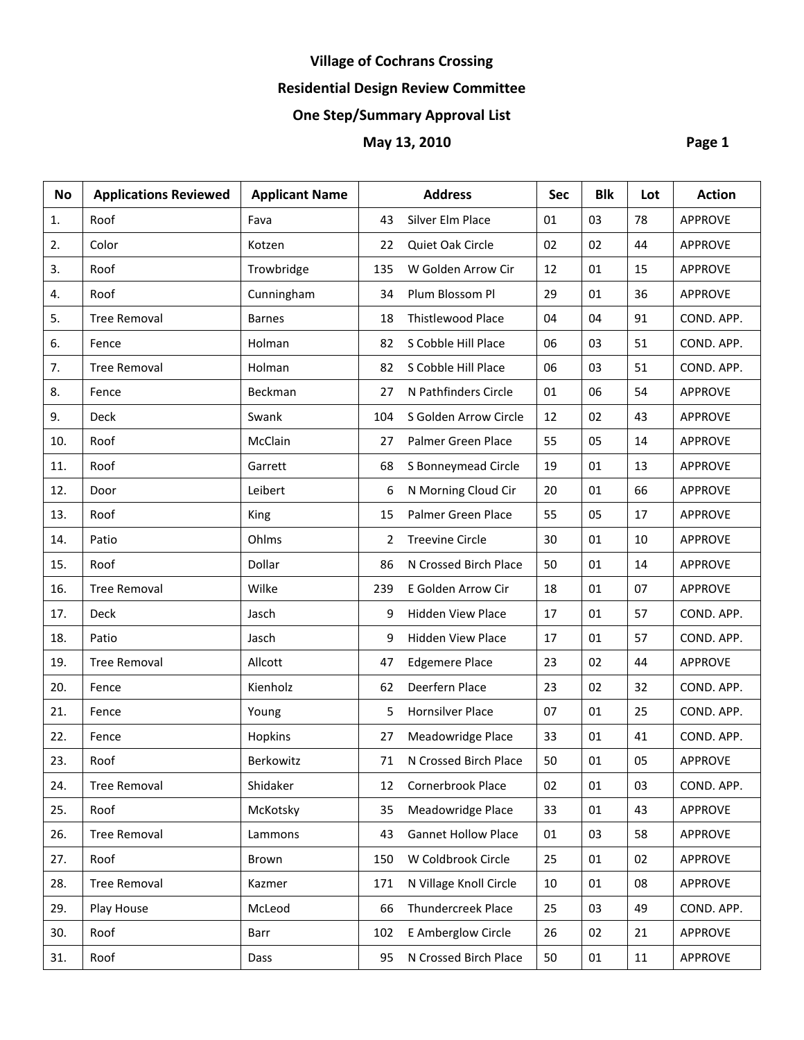# Village of Cochrans Crossing

## Residential Design Review Committee

## One Step/Summary Approval List

## May 13, 2010

| No | Applications Reviewed | Applicant Name | Address | | Sec | Blk | Lot | Action |
|---|---|---|---|---|---|---|---|---|
| 1. | Roof | Fava | 43 | Silver Elm Place | 01 | 03 | 78 | APPROVE |
| 2. | Color | Kotzen | 22 | Quiet Oak Circle | 02 | 02 | 44 | APPROVE |
| 3. | Roof | Trowbridge | 135 | W Golden Arrow Cir | 12 | 01 | 15 | APPROVE |
| 4. | Roof | Cunningham | 34 | Plum Blossom Pl | 29 | 01 | 36 | APPROVE |
| 5. | Tree Removal | Barnes | 18 | Thistlewood Place | 04 | 04 | 91 | COND. APP. |
| 6. | Fence | Holman | 82 | S Cobble Hill Place | 06 | 03 | 51 | COND. APP. |
| 7. | Tree Removal | Holman | 82 | S Cobble Hill Place | 06 | 03 | 51 | COND. APP. |
| 8. | Fence | Beckman | 27 | N Pathfinders Circle | 01 | 06 | 54 | APPROVE |
| 9. | Deck | Swank | 104 | S Golden Arrow Circle | 12 | 02 | 43 | APPROVE |
| 10. | Roof | McClain | 27 | Palmer Green Place | 55 | 05 | 14 | APPROVE |
| 11. | Roof | Garrett | 68 | S Bonneymead Circle | 19 | 01 | 13 | APPROVE |
| 12. | Door | Leibert | 6 | N Morning Cloud Cir | 20 | 01 | 66 | APPROVE |
| 13. | Roof | King | 15 | Palmer Green Place | 55 | 05 | 17 | APPROVE |
| 14. | Patio | Ohlms | 2 | Treevine Circle | 30 | 01 | 10 | APPROVE |
| 15. | Roof | Dollar | 86 | N Crossed Birch Place | 50 | 01 | 14 | APPROVE |
| 16. | Tree Removal | Wilke | 239 | E Golden Arrow Cir | 18 | 01 | 07 | APPROVE |
| 17. | Deck | Jasch | 9 | Hidden View Place | 17 | 01 | 57 | COND. APP. |
| 18. | Patio | Jasch | 9 | Hidden View Place | 17 | 01 | 57 | COND. APP. |
| 19. | Tree Removal | Allcott | 47 | Edgemere Place | 23 | 02 | 44 | APPROVE |
| 20. | Fence | Kienholz | 62 | Deerfern Place | 23 | 02 | 32 | COND. APP. |
| 21. | Fence | Young | 5 | Hornsilver Place | 07 | 01 | 25 | COND. APP. |
| 22. | Fence | Hopkins | 27 | Meadowridge Place | 33 | 01 | 41 | COND. APP. |
| 23. | Roof | Berkowitz | 71 | N Crossed Birch Place | 50 | 01 | 05 | APPROVE |
| 24. | Tree Removal | Shidaker | 12 | Cornerbrook Place | 02 | 01 | 03 | COND. APP. |
| 25. | Roof | McKotsky | 35 | Meadowridge Place | 33 | 01 | 43 | APPROVE |
| 26. | Tree Removal | Lammons | 43 | Gannet Hollow Place | 01 | 03 | 58 | APPROVE |
| 27. | Roof | Brown | 150 | W Coldbrook Circle | 25 | 01 | 02 | APPROVE |
| 28. | Tree Removal | Kazmer | 171 | N Village Knoll Circle | 10 | 01 | 08 | APPROVE |
| 29. | Play House | McLeod | 66 | Thundercreek Place | 25 | 03 | 49 | COND. APP. |
| 30. | Roof | Barr | 102 | E Amberglow Circle | 26 | 02 | 21 | APPROVE |
| 31. | Roof | Dass | 95 | N Crossed Birch Place | 50 | 01 | 11 | APPROVE |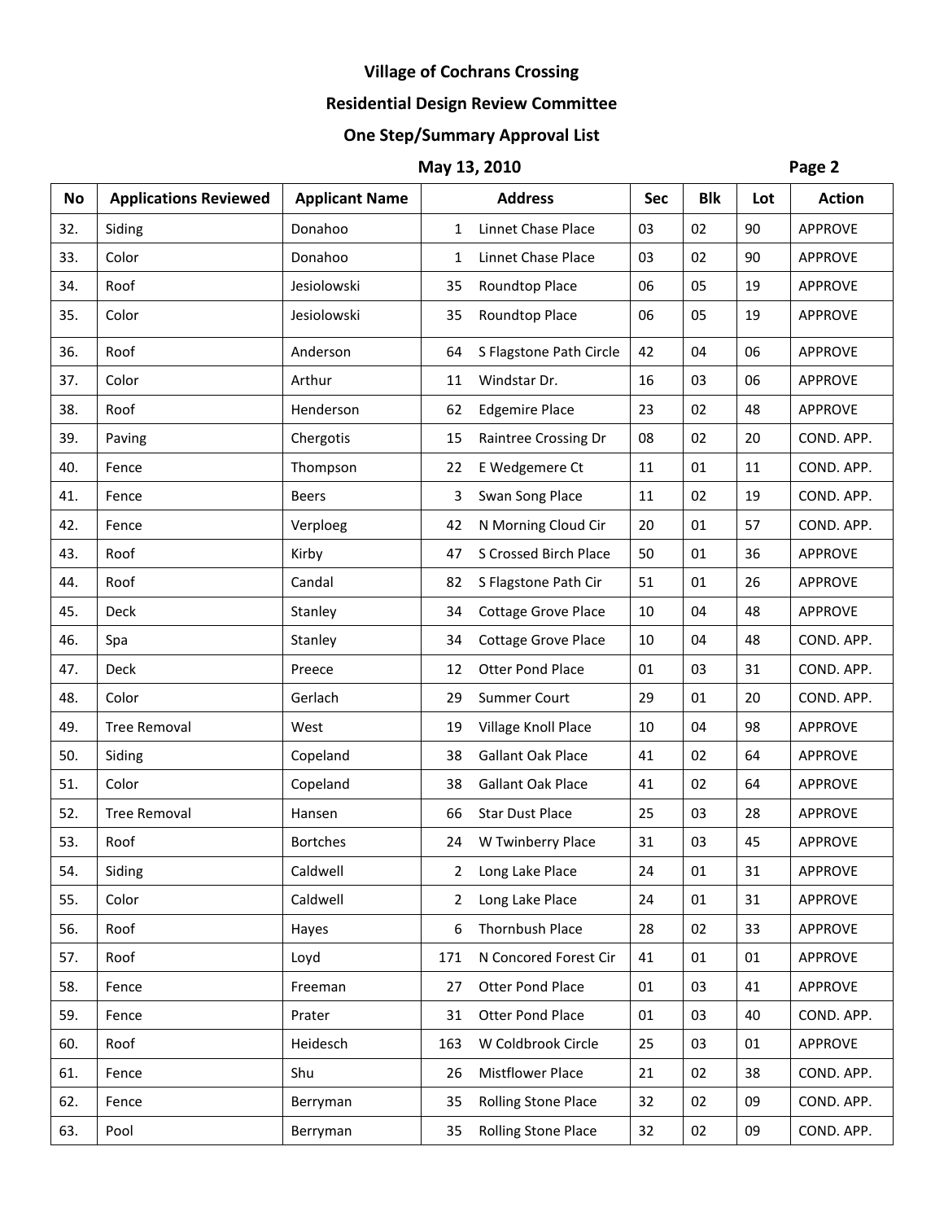**Village of Cochrans Crossing**

**Residential Design Review Committee**

**One Step/Summary Approval List**

**May 13, 2010**

| No | Applications Reviewed | Applicant Name | Address | | Sec | Blk | Lot | Action |
|---|---|---|---|---|---|---|---|---|
| 32. | Siding | Donahoo | 1 | Linnet Chase Place | 03 | 02 | 90 | APPROVE |
| 33. | Color | Donahoo | 1 | Linnet Chase Place | 03 | 02 | 90 | APPROVE |
| 34. | Roof | Jesiolowski | 35 | Roundtop Place | 06 | 05 | 19 | APPROVE |
| 35. | Color | Jesiolowski | 35 | Roundtop Place | 06 | 05 | 19 | APPROVE |
| 36. | Roof | Anderson | 64 | S Flagstone Path Circle | 42 | 04 | 06 | APPROVE |
| 37. | Color | Arthur | 11 | Windstar Dr. | 16 | 03 | 06 | APPROVE |
| 38. | Roof | Henderson | 62 | Edgemire Place | 23 | 02 | 48 | APPROVE |
| 39. | Paving | Chergotis | 15 | Raintree Crossing Dr | 08 | 02 | 20 | COND. APP. |
| 40. | Fence | Thompson | 22 | E Wedgemere Ct | 11 | 01 | 11 | COND. APP. |
| 41. | Fence | Beers | 3 | Swan Song Place | 11 | 02 | 19 | COND. APP. |
| 42. | Fence | Verploeg | 42 | N Morning Cloud Cir | 20 | 01 | 57 | COND. APP. |
| 43. | Roof | Kirby | 47 | S Crossed Birch Place | 50 | 01 | 36 | APPROVE |
| 44. | Roof | Candal | 82 | S Flagstone Path Cir | 51 | 01 | 26 | APPROVE |
| 45. | Deck | Stanley | 34 | Cottage Grove Place | 10 | 04 | 48 | APPROVE |
| 46. | Spa | Stanley | 34 | Cottage Grove Place | 10 | 04 | 48 | COND. APP. |
| 47. | Deck | Preece | 12 | Otter Pond Place | 01 | 03 | 31 | COND. APP. |
| 48. | Color | Gerlach | 29 | Summer Court | 29 | 01 | 20 | COND. APP. |
| 49. | Tree Removal | West | 19 | Village Knoll Place | 10 | 04 | 98 | APPROVE |
| 50. | Siding | Copeland | 38 | Gallant Oak Place | 41 | 02 | 64 | APPROVE |
| 51. | Color | Copeland | 38 | Gallant Oak Place | 41 | 02 | 64 | APPROVE |
| 52. | Tree Removal | Hansen | 66 | Star Dust Place | 25 | 03 | 28 | APPROVE |
| 53. | Roof | Bortches | 24 | W Twinberry Place | 31 | 03 | 45 | APPROVE |
| 54. | Siding | Caldwell | 2 | Long Lake Place | 24 | 01 | 31 | APPROVE |
| 55. | Color | Caldwell | 2 | Long Lake Place | 24 | 01 | 31 | APPROVE |
| 56. | Roof | Hayes | 6 | Thornbush Place | 28 | 02 | 33 | APPROVE |
| 57. | Roof | Loyd | 171 | N Concored Forest Cir | 41 | 01 | 01 | APPROVE |
| 58. | Fence | Freeman | 27 | Otter Pond Place | 01 | 03 | 41 | APPROVE |
| 59. | Fence | Prater | 31 | Otter Pond Place | 01 | 03 | 40 | COND. APP. |
| 60. | Roof | Heidesch | 163 | W Coldbrook Circle | 25 | 03 | 01 | APPROVE |
| 61. | Fence | Shu | 26 | Mistflower Place | 21 | 02 | 38 | COND. APP. |
| 62. | Fence | Berryman | 35 | Rolling Stone Place | 32 | 02 | 09 | COND. APP. |
| 63. | Pool | Berryman | 35 | Rolling Stone Place | 32 | 02 | 09 | COND. APP. |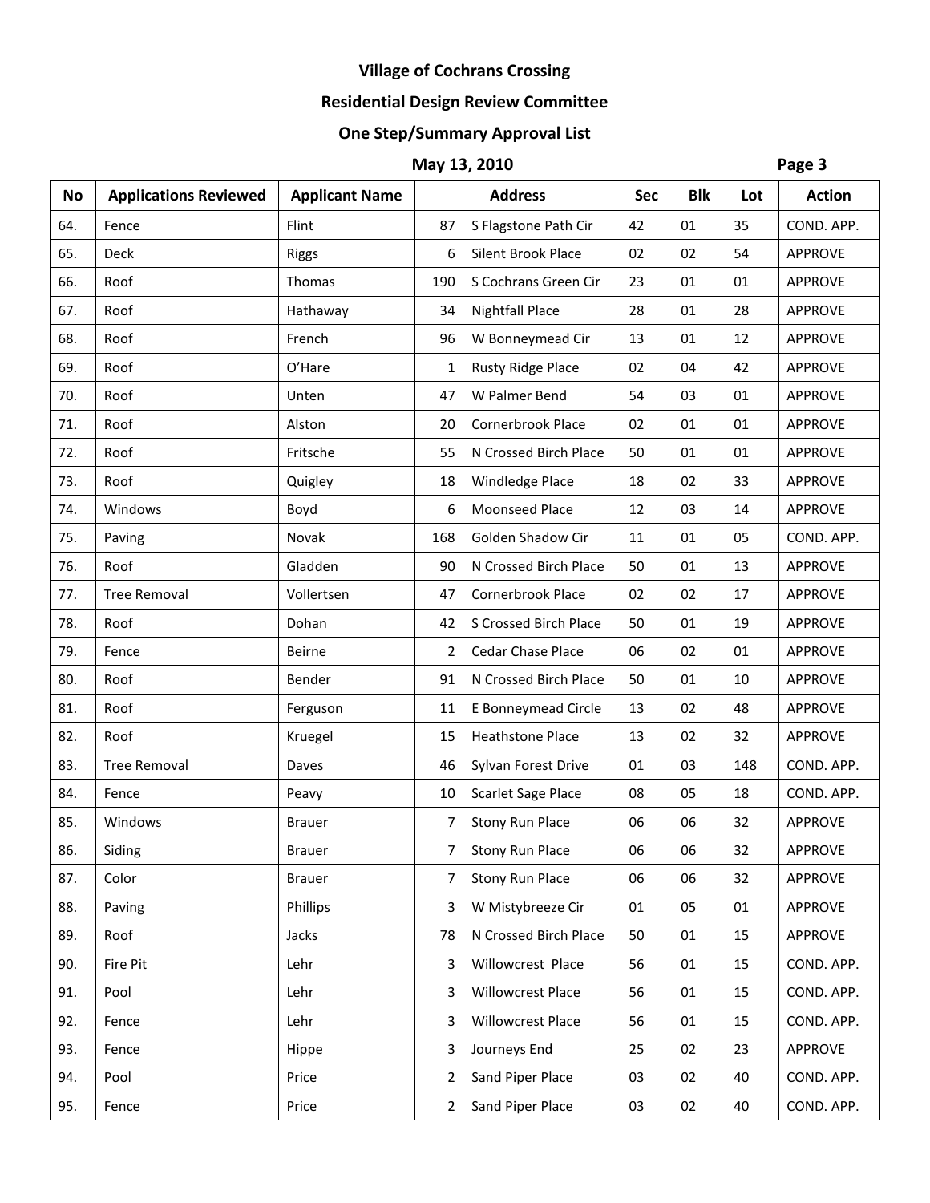# Village of Cochrans Crossing

## Residential Design Review Committee

## One Step/Summary Approval List

**May 13, 2010** **Page 3**

| No | Applications Reviewed | Applicant Name | Address | | Sec | Blk | Lot | Action |
|---|---|---|---|---|---|---|---|---|
| 64. | Fence | Flint | 87 | S Flagstone Path Cir | 42 | 01 | 35 | COND. APP. |
| 65. | Deck | Riggs | 6 | Silent Brook Place | 02 | 02 | 54 | APPROVE |
| 66. | Roof | Thomas | 190 | S Cochrans Green Cir | 23 | 01 | 01 | APPROVE |
| 67. | Roof | Hathaway | 34 | Nightfall Place | 28 | 01 | 28 | APPROVE |
| 68. | Roof | French | 96 | W Bonneymead Cir | 13 | 01 | 12 | APPROVE |
| 69. | Roof | O'Hare | 1 | Rusty Ridge Place | 02 | 04 | 42 | APPROVE |
| 70. | Roof | Unten | 47 | W Palmer Bend | 54 | 03 | 01 | APPROVE |
| 71. | Roof | Alston | 20 | Cornerbrook Place | 02 | 01 | 01 | APPROVE |
| 72. | Roof | Fritsche | 55 | N Crossed Birch Place | 50 | 01 | 01 | APPROVE |
| 73. | Roof | Quigley | 18 | Windledge Place | 18 | 02 | 33 | APPROVE |
| 74. | Windows | Boyd | 6 | Moonseed Place | 12 | 03 | 14 | APPROVE |
| 75. | Paving | Novak | 168 | Golden Shadow Cir | 11 | 01 | 05 | COND. APP. |
| 76. | Roof | Gladden | 90 | N Crossed Birch Place | 50 | 01 | 13 | APPROVE |
| 77. | Tree Removal | Vollertsen | 47 | Cornerbrook Place | 02 | 02 | 17 | APPROVE |
| 78. | Roof | Dohan | 42 | S Crossed Birch Place | 50 | 01 | 19 | APPROVE |
| 79. | Fence | Beirne | 2 | Cedar Chase Place | 06 | 02 | 01 | APPROVE |
| 80. | Roof | Bender | 91 | N Crossed Birch Place | 50 | 01 | 10 | APPROVE |
| 81. | Roof | Ferguson | 11 | E Bonneymead Circle | 13 | 02 | 48 | APPROVE |
| 82. | Roof | Kruegel | 15 | Heathstone Place | 13 | 02 | 32 | APPROVE |
| 83. | Tree Removal | Daves | 46 | Sylvan Forest Drive | 01 | 03 | 148 | COND. APP. |
| 84. | Fence | Peavy | 10 | Scarlet Sage Place | 08 | 05 | 18 | COND. APP. |
| 85. | Windows | Brauer | 7 | Stony Run Place | 06 | 06 | 32 | APPROVE |
| 86. | Siding | Brauer | 7 | Stony Run Place | 06 | 06 | 32 | APPROVE |
| 87. | Color | Brauer | 7 | Stony Run Place | 06 | 06 | 32 | APPROVE |
| 88. | Paving | Phillips | 3 | W Mistybreeze Cir | 01 | 05 | 01 | APPROVE |
| 89. | Roof | Jacks | 78 | N Crossed Birch Place | 50 | 01 | 15 | APPROVE |
| 90. | Fire Pit | Lehr | 3 | Willowcrest Place | 56 | 01 | 15 | COND. APP. |
| 91. | Pool | Lehr | 3 | Willowcrest Place | 56 | 01 | 15 | COND. APP. |
| 92. | Fence | Lehr | 3 | Willowcrest Place | 56 | 01 | 15 | COND. APP. |
| 93. | Fence | Hippe | 3 | Journeys End | 25 | 02 | 23 | APPROVE |
| 94. | Pool | Price | 2 | Sand Piper Place | 03 | 02 | 40 | COND. APP. |
| 95. | Fence | Price | 2 | Sand Piper Place | 03 | 02 | 40 | COND. APP. |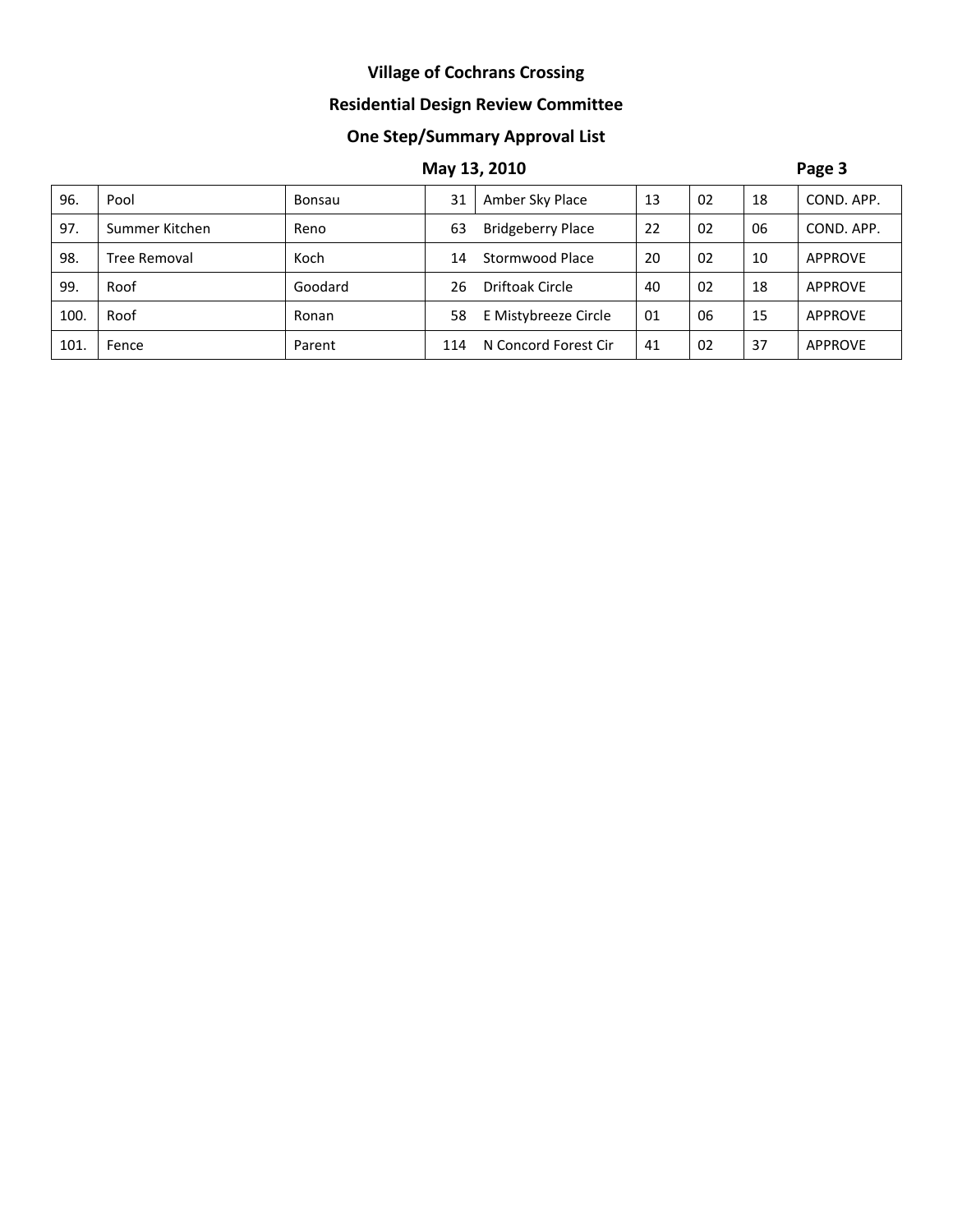**Village of Cochrans Crossing**

**Residential Design Review Committee**

**One Step/Summary Approval List**

**May 13, 2010**

| | | | | | | | | |
|---|---|---|---|---|---|---|---|---|
| 96. | Pool | Bonsau | 31 | Amber Sky Place | 13 | 02 | 18 | COND. APP. |
| 97. | Summer Kitchen | Reno | 63 | Bridgeberry Place | 22 | 02 | 06 | COND. APP. |
| 98. | Tree Removal | Koch | 14 | Stormwood Place | 20 | 02 | 10 | APPROVE |
| 99. | Roof | Goodard | 26 | Driftoak Circle | 40 | 02 | 18 | APPROVE |
| 100. | Roof | Ronan | 58 | E Mistybreeze Circle | 01 | 06 | 15 | APPROVE |
| 101. | Fence | Parent | 114 | N Concord Forest Cir | 41 | 02 | 37 | APPROVE |